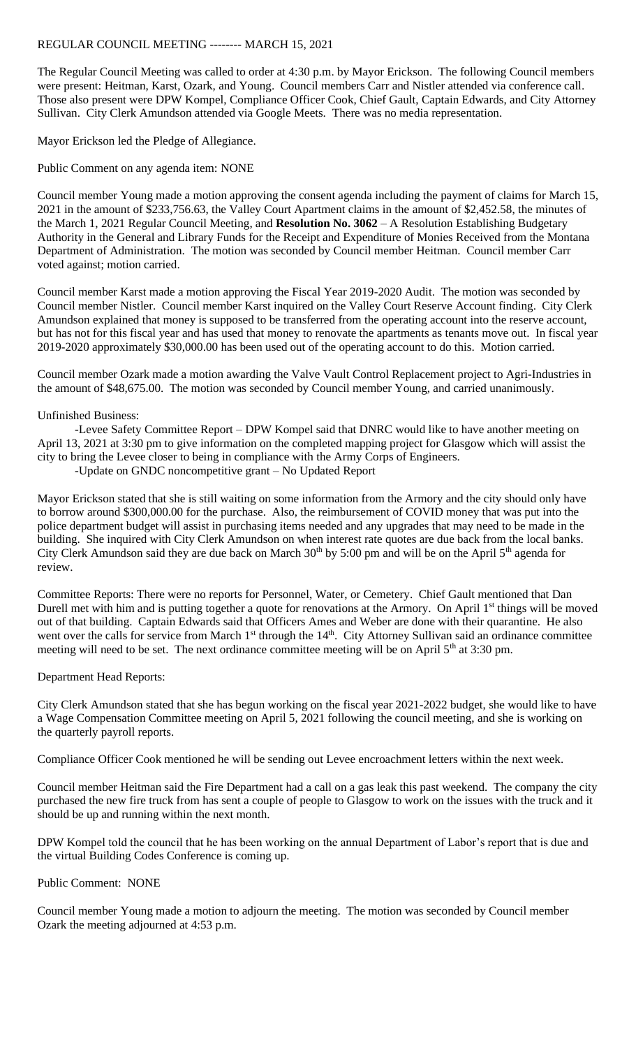REGULAR COUNCIL MEETING -------- MARCH 15, 2021

The Regular Council Meeting was called to order at 4:30 p.m. by Mayor Erickson. The following Council members were present: Heitman, Karst, Ozark, and Young. Council members Carr and Nistler attended via conference call. Those also present were DPW Kompel, Compliance Officer Cook, Chief Gault, Captain Edwards, and City Attorney Sullivan. City Clerk Amundson attended via Google Meets. There was no media representation.

Mayor Erickson led the Pledge of Allegiance.

Public Comment on any agenda item: NONE

Council member Young made a motion approving the consent agenda including the payment of claims for March 15, 2021 in the amount of $233,756.63, the Valley Court Apartment claims in the amount of $2,452.58, the minutes of the March 1, 2021 Regular Council Meeting, and **Resolution No. 3062** – A Resolution Establishing Budgetary Authority in the General and Library Funds for the Receipt and Expenditure of Monies Received from the Montana Department of Administration. The motion was seconded by Council member Heitman. Council member Carr voted against; motion carried.

Council member Karst made a motion approving the Fiscal Year 2019-2020 Audit. The motion was seconded by Council member Nistler. Council member Karst inquired on the Valley Court Reserve Account finding. City Clerk Amundson explained that money is supposed to be transferred from the operating account into the reserve account, but has not for this fiscal year and has used that money to renovate the apartments as tenants move out. In fiscal year 2019-2020 approximately $30,000.00 has been used out of the operating account to do this. Motion carried.

Council member Ozark made a motion awarding the Valve Vault Control Replacement project to Agri-Industries in the amount of $48,675.00. The motion was seconded by Council member Young, and carried unanimously.

Unfinished Business:

-Levee Safety Committee Report – DPW Kompel said that DNRC would like to have another meeting on April 13, 2021 at 3:30 pm to give information on the completed mapping project for Glasgow which will assist the city to bring the Levee closer to being in compliance with the Army Corps of Engineers.

-Update on GNDC noncompetitive grant – No Updated Report

Mayor Erickson stated that she is still waiting on some information from the Armory and the city should only have to borrow around $300,000.00 for the purchase. Also, the reimbursement of COVID money that was put into the police department budget will assist in purchasing items needed and any upgrades that may need to be made in the building. She inquired with City Clerk Amundson on when interest rate quotes are due back from the local banks. City Clerk Amundson said they are due back on March 30th by 5:00 pm and will be on the April 5th agenda for review.

Committee Reports: There were no reports for Personnel, Water, or Cemetery. Chief Gault mentioned that Dan Durell met with him and is putting together a quote for renovations at the Armory. On April 1st things will be moved out of that building. Captain Edwards said that Officers Ames and Weber are done with their quarantine. He also went over the calls for service from March 1st through the 14th. City Attorney Sullivan said an ordinance committee meeting will need to be set. The next ordinance committee meeting will be on April 5th at 3:30 pm.

Department Head Reports:

City Clerk Amundson stated that she has begun working on the fiscal year 2021-2022 budget, she would like to have a Wage Compensation Committee meeting on April 5, 2021 following the council meeting, and she is working on the quarterly payroll reports.

Compliance Officer Cook mentioned he will be sending out Levee encroachment letters within the next week.

Council member Heitman said the Fire Department had a call on a gas leak this past weekend. The company the city purchased the new fire truck from has sent a couple of people to Glasgow to work on the issues with the truck and it should be up and running within the next month.

DPW Kompel told the council that he has been working on the annual Department of Labor's report that is due and the virtual Building Codes Conference is coming up.

Public Comment: NONE

Council member Young made a motion to adjourn the meeting. The motion was seconded by Council member Ozark the meeting adjourned at 4:53 p.m.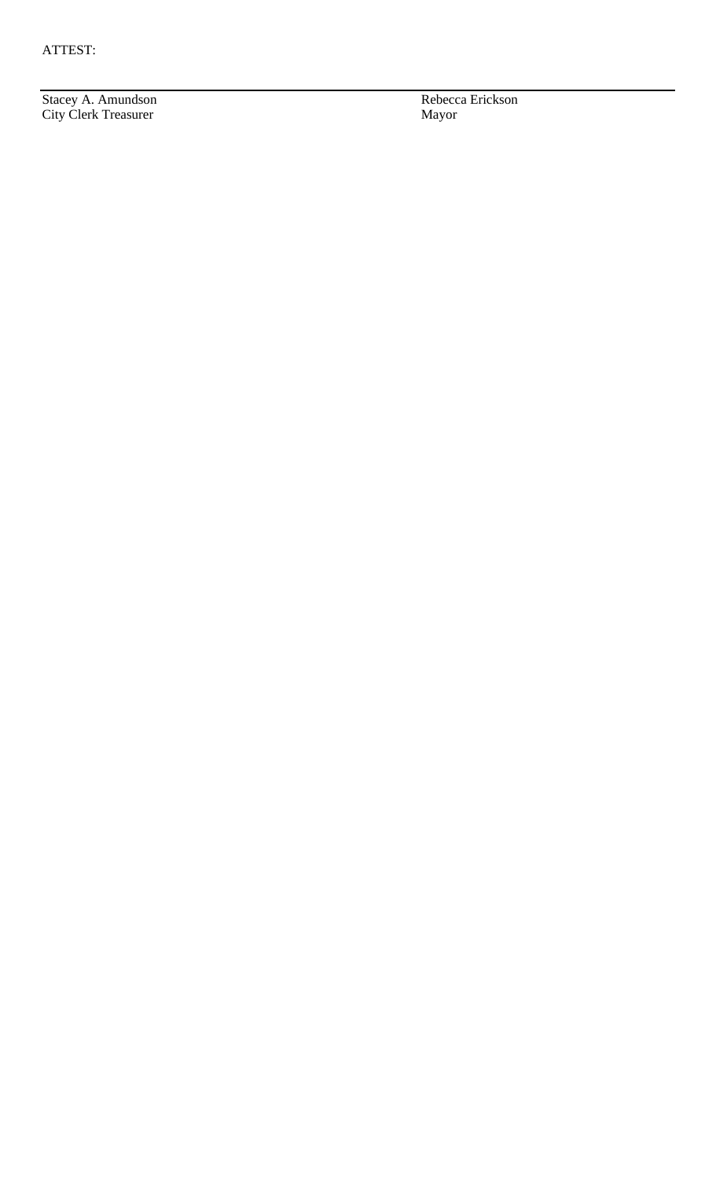ATTEST:

| | |
|---|---|
| Stacey A. Amundson | Rebecca Erickson |
| City Clerk Treasurer | Mayor |